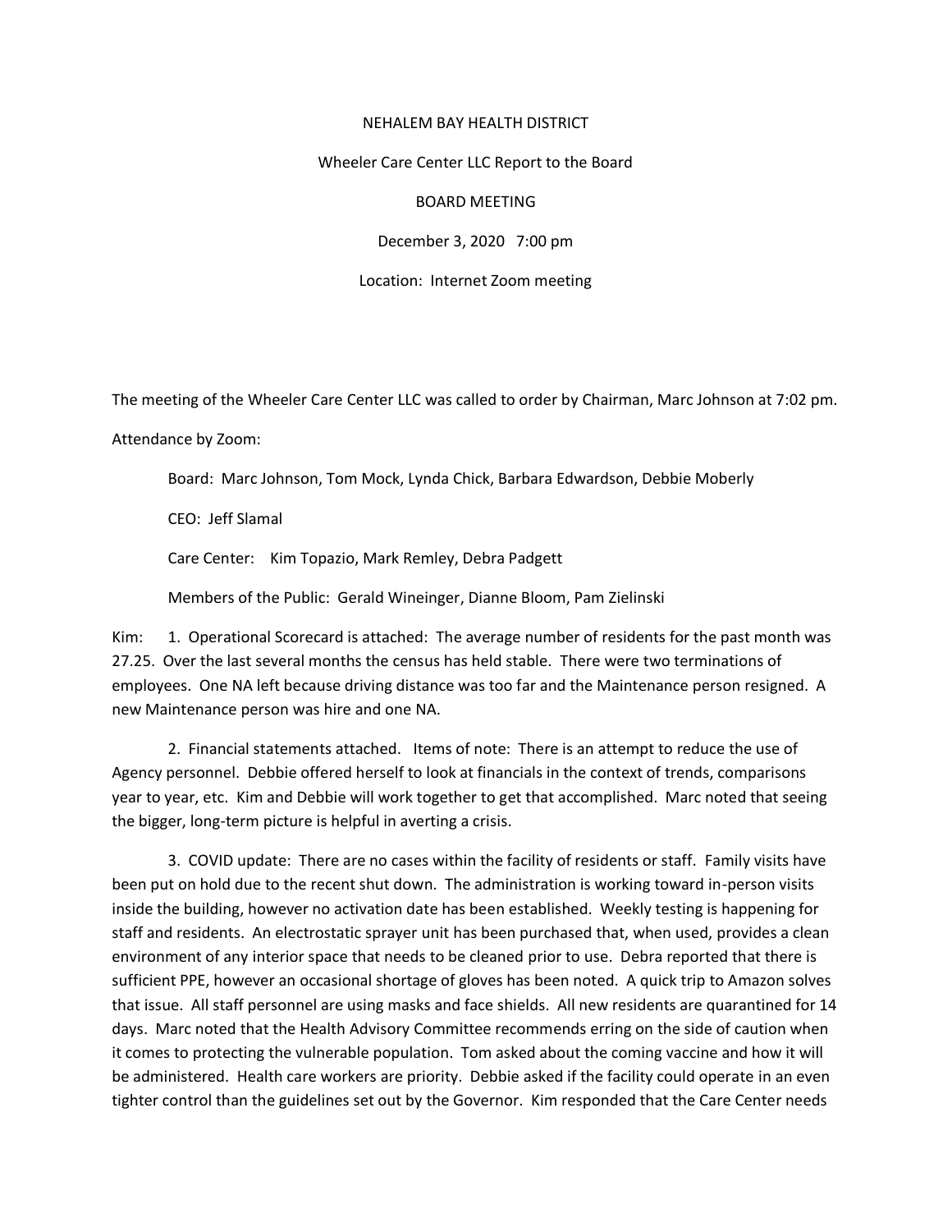NEHALEM BAY HEALTH DISTRICT

Wheeler Care Center LLC Report to the Board

BOARD MEETING

December 3, 2020 7:00 pm

Location: Internet Zoom meeting

The meeting of the Wheeler Care Center LLC was called to order by Chairman, Marc Johnson at 7:02 pm.

Attendance by Zoom:

Board: Marc Johnson, Tom Mock, Lynda Chick, Barbara Edwardson, Debbie Moberly

CEO: Jeff Slamal

Care Center: Kim Topazio, Mark Remley, Debra Padgett

Members of the Public: Gerald Wineinger, Dianne Bloom, Pam Zielinski

Kim: 1. Operational Scorecard is attached: The average number of residents for the past month was 27.25. Over the last several months the census has held stable. There were two terminations of employees. One NA left because driving distance was too far and the Maintenance person resigned. A new Maintenance person was hire and one NA.

2. Financial statements attached. Items of note: There is an attempt to reduce the use of Agency personnel. Debbie offered herself to look at financials in the context of trends, comparisons year to year, etc. Kim and Debbie will work together to get that accomplished. Marc noted that seeing the bigger, long-term picture is helpful in averting a crisis.

3. COVID update: There are no cases within the facility of residents or staff. Family visits have been put on hold due to the recent shut down. The administration is working toward in-person visits inside the building, however no activation date has been established. Weekly testing is happening for staff and residents. An electrostatic sprayer unit has been purchased that, when used, provides a clean environment of any interior space that needs to be cleaned prior to use. Debra reported that there is sufficient PPE, however an occasional shortage of gloves has been noted. A quick trip to Amazon solves that issue. All staff personnel are using masks and face shields. All new residents are quarantined for 14 days. Marc noted that the Health Advisory Committee recommends erring on the side of caution when it comes to protecting the vulnerable population. Tom asked about the coming vaccine and how it will be administered. Health care workers are priority. Debbie asked if the facility could operate in an even tighter control than the guidelines set out by the Governor. Kim responded that the Care Center needs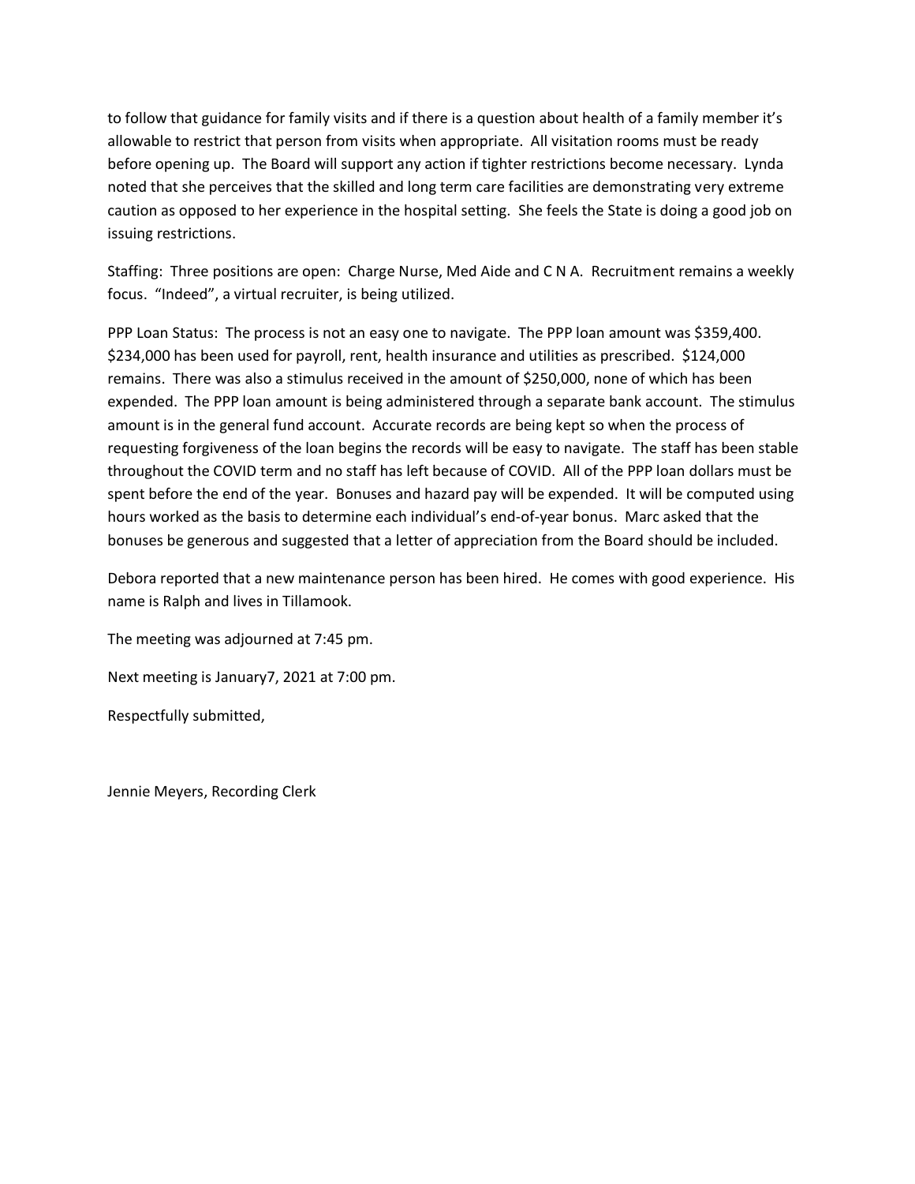to follow that guidance for family visits and if there is a question about health of a family member it's allowable to restrict that person from visits when appropriate. All visitation rooms must be ready before opening up. The Board will support any action if tighter restrictions become necessary. Lynda noted that she perceives that the skilled and long term care facilities are demonstrating very extreme caution as opposed to her experience in the hospital setting. She feels the State is doing a good job on issuing restrictions.

Staffing: Three positions are open: Charge Nurse, Med Aide and C N A. Recruitment remains a weekly focus. "Indeed", a virtual recruiter, is being utilized.

PPP Loan Status: The process is not an easy one to navigate. The PPP loan amount was $359,400. $234,000 has been used for payroll, rent, health insurance and utilities as prescribed. $124,000 remains. There was also a stimulus received in the amount of $250,000, none of which has been expended. The PPP loan amount is being administered through a separate bank account. The stimulus amount is in the general fund account. Accurate records are being kept so when the process of requesting forgiveness of the loan begins the records will be easy to navigate. The staff has been stable throughout the COVID term and no staff has left because of COVID. All of the PPP loan dollars must be spent before the end of the year. Bonuses and hazard pay will be expended. It will be computed using hours worked as the basis to determine each individual's end-of-year bonus. Marc asked that the bonuses be generous and suggested that a letter of appreciation from the Board should be included.

Debora reported that a new maintenance person has been hired. He comes with good experience. His name is Ralph and lives in Tillamook.

The meeting was adjourned at 7:45 pm.

Next meeting is January7, 2021 at 7:00 pm.

Respectfully submitted,

Jennie Meyers, Recording Clerk